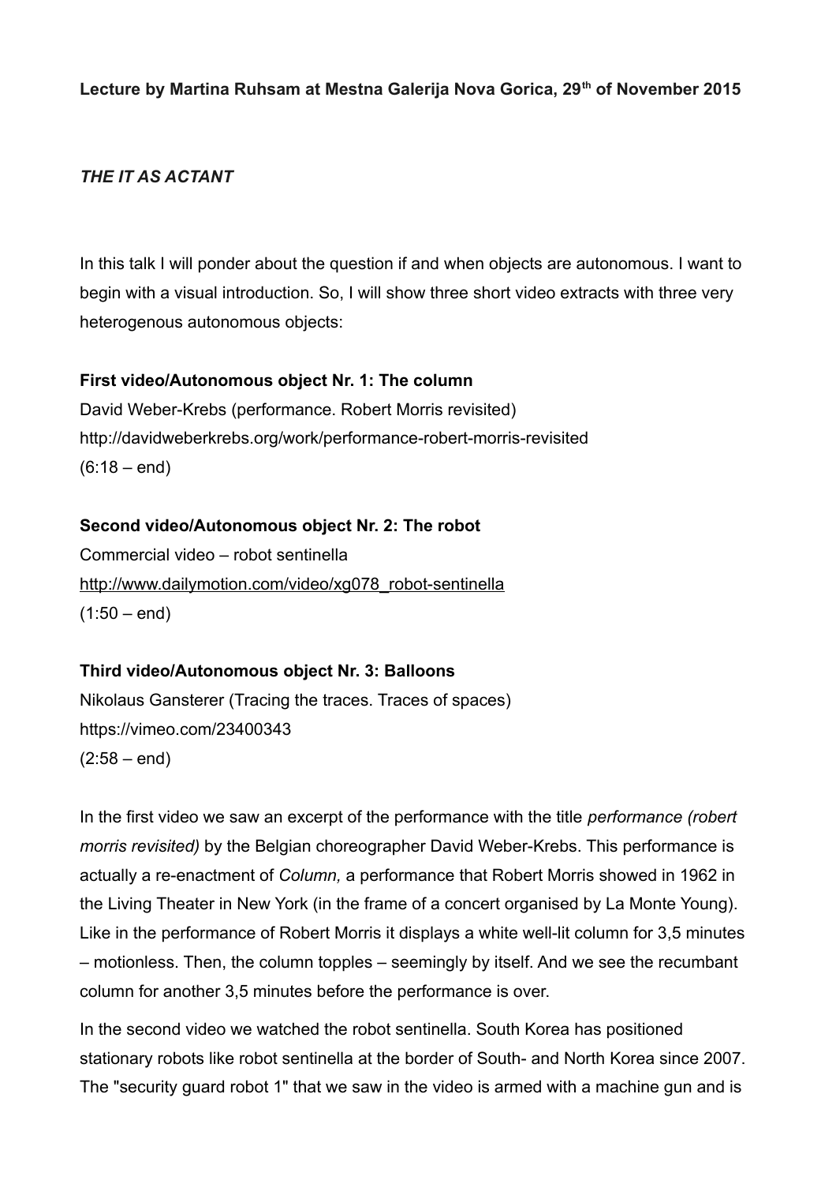**Lecture by Martina Ruhsam at Mestna Galerija Nova Gorica, 29th of November 2015**

***THE IT AS ACTANT***

In this talk I will ponder about the question if and when objects are autonomous. I want to begin with a visual introduction. So, I will show three short video extracts with three very heterogenous autonomous objects:

**First video/Autonomous object Nr. 1: The column**
David Weber-Krebs (performance. Robert Morris revisited)
http://davidweberkrebs.org/work/performance-robert-morris-revisited
(6:18 – end)

**Second video/Autonomous object Nr. 2: The robot**
Commercial video – robot sentinella
http://www.dailymotion.com/video/xg078_robot-sentinella
(1:50 – end)

**Third video/Autonomous object Nr. 3: Balloons**
Nikolaus Gansterer (Tracing the traces. Traces of spaces)
https://vimeo.com/23400343
(2:58 – end)

In the first video we saw an excerpt of the performance with the title *performance (robert morris revisited)* by the Belgian choreographer David Weber-Krebs. This performance is actually a re-enactment of *Column,* a performance that Robert Morris showed in 1962 in the Living Theater in New York (in the frame of a concert organised by La Monte Young). Like in the performance of Robert Morris it displays a white well-lit column for 3,5 minutes – motionless. Then, the column topples – seemingly by itself. And we see the recumbant column for another 3,5 minutes before the performance is over.

In the second video we watched the robot sentinella. South Korea has positioned stationary robots like robot sentinella at the border of South- and North Korea since 2007. The "security guard robot 1" that we saw in the video is armed with a machine gun and is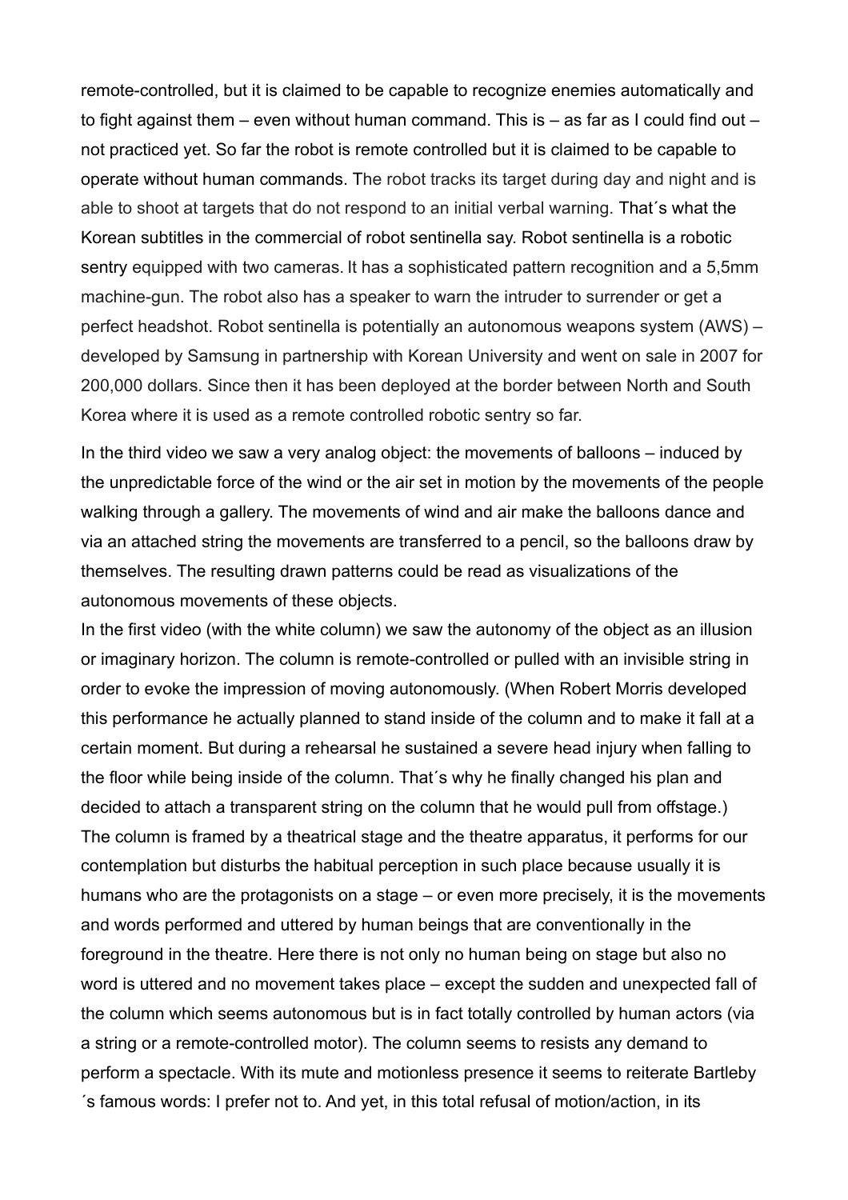remote-controlled, but it is claimed to be capable to recognize enemies automatically and to fight against them – even without human command. This is – as far as I could find out – not practiced yet. So far the robot is remote controlled but it is claimed to be capable to operate without human commands. The robot tracks its target during day and night and is able to shoot at targets that do not respond to an initial verbal warning. That´s what the Korean subtitles in the commercial of robot sentinella say. Robot sentinella is a robotic sentry equipped with two cameras. It has a sophisticated pattern recognition and a 5,5mm machine-gun. The robot also has a speaker to warn the intruder to surrender or get a perfect headshot. Robot sentinella is potentially an autonomous weapons system (AWS) – developed by Samsung in partnership with Korean University and went on sale in 2007 for 200,000 dollars. Since then it has been deployed at the border between North and South Korea where it is used as a remote controlled robotic sentry so far.

In the third video we saw a very analog object: the movements of balloons – induced by the unpredictable force of the wind or the air set in motion by the movements of the people walking through a gallery. The movements of wind and air make the balloons dance and via an attached string the movements are transferred to a pencil, so the balloons draw by themselves. The resulting drawn patterns could be read as visualizations of the autonomous movements of these objects.

In the first video (with the white column) we saw the autonomy of the object as an illusion or imaginary horizon. The column is remote-controlled or pulled with an invisible string in order to evoke the impression of moving autonomously. (When Robert Morris developed this performance he actually planned to stand inside of the column and to make it fall at a certain moment. But during a rehearsal he sustained a severe head injury when falling to the floor while being inside of the column. That´s why he finally changed his plan and decided to attach a transparent string on the column that he would pull from offstage.) The column is framed by a theatrical stage and the theatre apparatus, it performs for our contemplation but disturbs the habitual perception in such place because usually it is humans who are the protagonists on a stage – or even more precisely, it is the movements and words performed and uttered by human beings that are conventionally in the foreground in the theatre. Here there is not only no human being on stage but also no word is uttered and no movement takes place – except the sudden and unexpected fall of the column which seems autonomous but is in fact totally controlled by human actors (via a string or a remote-controlled motor). The column seems to resists any demand to perform a spectacle. With its mute and motionless presence it seems to reiterate Bartleby ´s famous words: I prefer not to. And yet, in this total refusal of motion/action, in its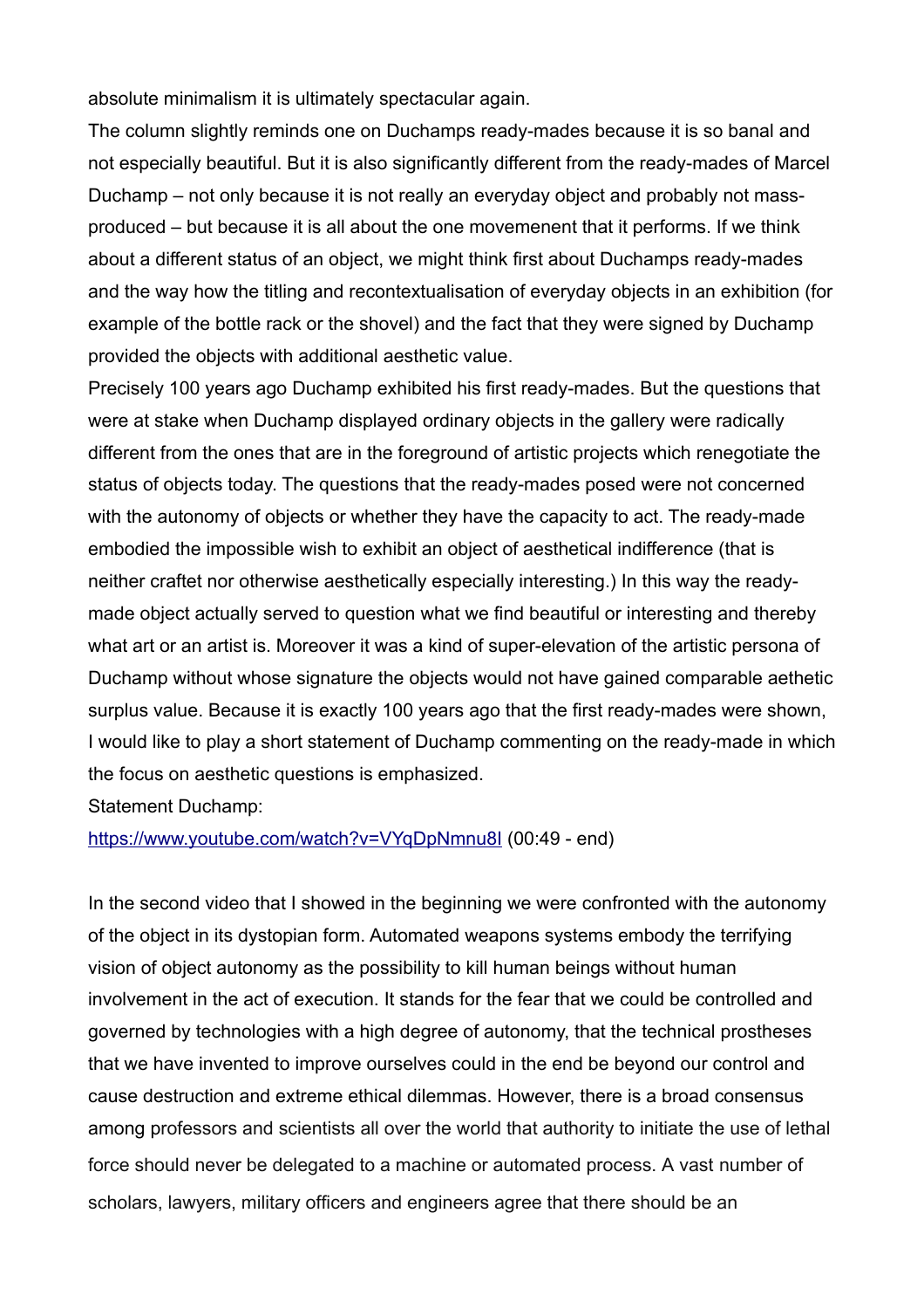absolute minimalism it is ultimately spectacular again.

The column slightly reminds one on Duchamps ready-mades because it is so banal and not especially beautiful. But it is also significantly different from the ready-mades of Marcel Duchamp – not only because it is not really an everyday object and probably not mass-produced – but because it is all about the one movemenent that it performs. If we think about a different status of an object, we might think first about Duchamps ready-mades and the way how the titling and recontextualisation of everyday objects in an exhibition (for example of the bottle rack or the shovel) and the fact that they were signed by Duchamp provided the objects with additional aesthetic value.

Precisely 100 years ago Duchamp exhibited his first ready-mades. But the questions that were at stake when Duchamp displayed ordinary objects in the gallery were radically different from the ones that are in the foreground of artistic projects which renegotiate the status of objects today. The questions that the ready-mades posed were not concerned with the autonomy of objects or whether they have the capacity to act. The ready-made embodied the impossible wish to exhibit an object of aesthetical indifference (that is neither craftet nor otherwise aesthetically especially interesting.) In this way the ready-made object actually served to question what we find beautiful or interesting and thereby what art or an artist is. Moreover it was a kind of super-elevation of the artistic persona of Duchamp without whose signature the objects would not have gained comparable aethetic surplus value. Because it is exactly 100 years ago that the first ready-mades were shown, I would like to play a short statement of Duchamp commenting on the ready-made in which the focus on aesthetic questions is emphasized.

Statement Duchamp:

[https://www.youtube.com/watch?v=VYqDpNmnu8I](https://www.youtube.com/watch?v=VYqDpNmnu8I) (00:49 - end)

In the second video that I showed in the beginning we were confronted with the autonomy of the object in its dystopian form. Automated weapons systems embody the terrifying vision of object autonomy as the possibility to kill human beings without human involvement in the act of execution. It stands for the fear that we could be controlled and governed by technologies with a high degree of autonomy, that the technical prostheses that we have invented to improve ourselves could in the end be beyond our control and cause destruction and extreme ethical dilemmas. However, there is a broad consensus among professors and scientists all over the world that authority to initiate the use of lethal force should never be delegated to a machine or automated process. A vast number of scholars, lawyers, military officers and engineers agree that there should be an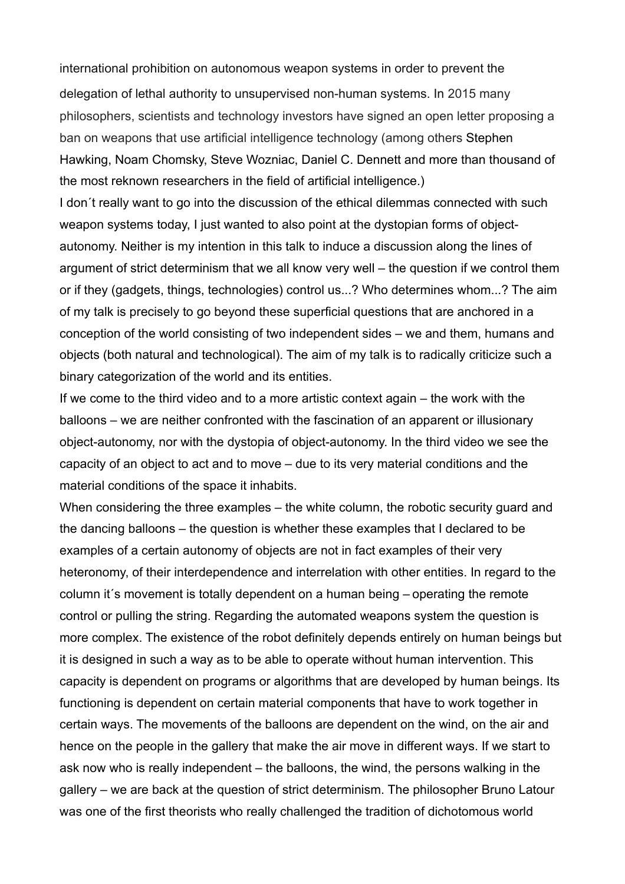international prohibition on autonomous weapon systems in order to prevent the delegation of lethal authority to unsupervised non-human systems. In 2015 many philosophers, scientists and technology investors have signed an open letter proposing a ban on weapons that use artificial intelligence technology (among others Stephen Hawking, Noam Chomsky, Steve Wozniac, Daniel C. Dennett and more than thousand of the most reknown researchers in the field of artificial intelligence.)

I don´t really want to go into the discussion of the ethical dilemmas connected with such weapon systems today, I just wanted to also point at the dystopian forms of object-autonomy. Neither is my intention in this talk to induce a discussion along the lines of argument of strict determinism that we all know very well – the question if we control them or if they (gadgets, things, technologies) control us...? Who determines whom...? The aim of my talk is precisely to go beyond these superficial questions that are anchored in a conception of the world consisting of two independent sides – we and them, humans and objects (both natural and technological). The aim of my talk is to radically criticize such a binary categorization of the world and its entities.

If we come to the third video and to a more artistic context again – the work with the balloons – we are neither confronted with the fascination of an apparent or illusionary object-autonomy, nor with the dystopia of object-autonomy. In the third video we see the capacity of an object to act and to move – due to its very material conditions and the material conditions of the space it inhabits.

When considering the three examples – the white column, the robotic security guard and the dancing balloons – the question is whether these examples that I declared to be examples of a certain autonomy of objects are not in fact examples of their very heteronomy, of their interdependence and interrelation with other entities. In regard to the column it´s movement is totally dependent on a human being – operating the remote control or pulling the string. Regarding the automated weapons system the question is more complex. The existence of the robot definitely depends entirely on human beings but it is designed in such a way as to be able to operate without human intervention. This capacity is dependent on programs or algorithms that are developed by human beings. Its functioning is dependent on certain material components that have to work together in certain ways. The movements of the balloons are dependent on the wind, on the air and hence on the people in the gallery that make the air move in different ways. If we start to ask now who is really independent – the balloons, the wind, the persons walking in the gallery – we are back at the question of strict determinism. The philosopher Bruno Latour was one of the first theorists who really challenged the tradition of dichotomous world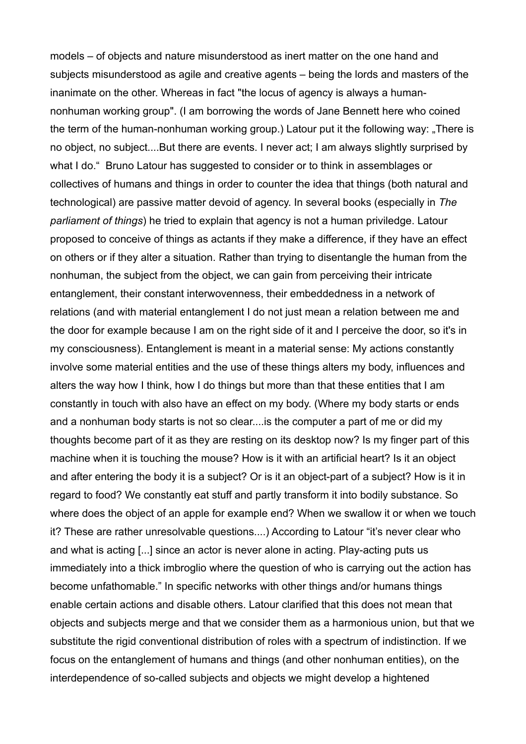models – of objects and nature misunderstood as inert matter on the one hand and subjects misunderstood as agile and creative agents – being the lords and masters of the inanimate on the other. Whereas in fact "the locus of agency is always a human-nonhuman working group". (I am borrowing the words of Jane Bennett here who coined the term of the human-nonhuman working group.) Latour put it the following way: „There is no object, no subject....But there are events. I never act; I am always slightly surprised by what I do.“ Bruno Latour has suggested to consider or to think in assemblages or collectives of humans and things in order to counter the idea that things (both natural and technological) are passive matter devoid of agency. In several books (especially in *The parliament of things*) he tried to explain that agency is not a human priviledge. Latour proposed to conceive of things as actants if they make a difference, if they have an effect on others or if they alter a situation. Rather than trying to disentangle the human from the nonhuman, the subject from the object, we can gain from perceiving their intricate entanglement, their constant interwovenness, their embeddedness in a network of relations (and with material entanglement I do not just mean a relation between me and the door for example because I am on the right side of it and I perceive the door, so it's in my consciousness). Entanglement is meant in a material sense: My actions constantly involve some material entities and the use of these things alters my body, influences and alters the way how I think, how I do things but more than that these entities that I am constantly in touch with also have an effect on my body. (Where my body starts or ends and a nonhuman body starts is not so clear....is the computer a part of me or did my thoughts become part of it as they are resting on its desktop now? Is my finger part of this machine when it is touching the mouse? How is it with an artificial heart? Is it an object and after entering the body it is a subject? Or is it an object-part of a subject? How is it in regard to food? We constantly eat stuff and partly transform it into bodily substance. So where does the object of an apple for example end? When we swallow it or when we touch it? These are rather unresolvable questions....) According to Latour "it's never clear who and what is acting [...] since an actor is never alone in acting. Play-acting puts us immediately into a thick imbroglio where the question of who is carrying out the action has become unfathomable." In specific networks with other things and/or humans things enable certain actions and disable others. Latour clarified that this does not mean that objects and subjects merge and that we consider them as a harmonious union, but that we substitute the rigid conventional distribution of roles with a spectrum of indistinction. If we focus on the entanglement of humans and things (and other nonhuman entities), on the interdependence of so-called subjects and objects we might develop a hightened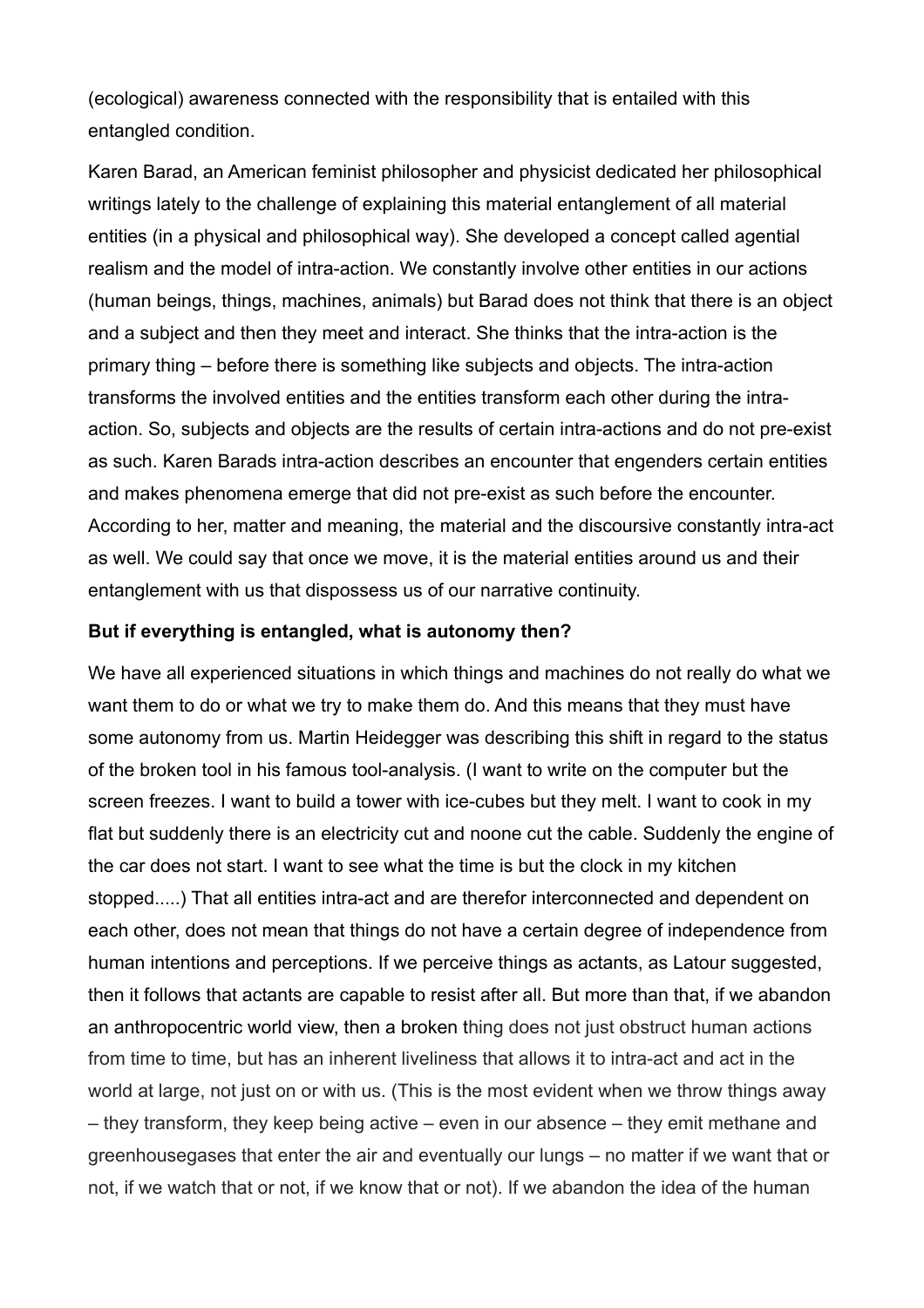(ecological) awareness connected with the responsibility that is entailed with this entangled condition.

Karen Barad, an American feminist philosopher and physicist dedicated her philosophical writings lately to the challenge of explaining this material entanglement of all material entities (in a physical and philosophical way). She developed a concept called agential realism and the model of intra-action. We constantly involve other entities in our actions (human beings, things, machines, animals) but Barad does not think that there is an object and a subject and then they meet and interact. She thinks that the intra-action is the primary thing – before there is something like subjects and objects. The intra-action transforms the involved entities and the entities transform each other during the intra-action. So, subjects and objects are the results of certain intra-actions and do not pre-exist as such. Karen Barads intra-action describes an encounter that engenders certain entities and makes phenomena emerge that did not pre-exist as such before the encounter. According to her, matter and meaning, the material and the discoursive constantly intra-act as well. We could say that once we move, it is the material entities around us and their entanglement with us that dispossess us of our narrative continuity.

**But if everything is entangled, what is autonomy then?**

We have all experienced situations in which things and machines do not really do what we want them to do or what we try to make them do. And this means that they must have some autonomy from us. Martin Heidegger was describing this shift in regard to the status of the broken tool in his famous tool-analysis. (I want to write on the computer but the screen freezes. I want to build a tower with ice-cubes but they melt. I want to cook in my flat but suddenly there is an electricity cut and noone cut the cable. Suddenly the engine of the car does not start. I want to see what the time is but the clock in my kitchen stopped.....) That all entities intra-act and are therefor interconnected and dependent on each other, does not mean that things do not have a certain degree of independence from human intentions and perceptions. If we perceive things as actants, as Latour suggested, then it follows that actants are capable to resist after all. But more than that, if we abandon an anthropocentric world view, then a broken thing does not just obstruct human actions from time to time, but has an inherent liveliness that allows it to intra-act and act in the world at large, not just on or with us. (This is the most evident when we throw things away – they transform, they keep being active – even in our absence – they emit methane and greenhousegases that enter the air and eventually our lungs – no matter if we want that or not, if we watch that or not, if we know that or not). If we abandon the idea of the human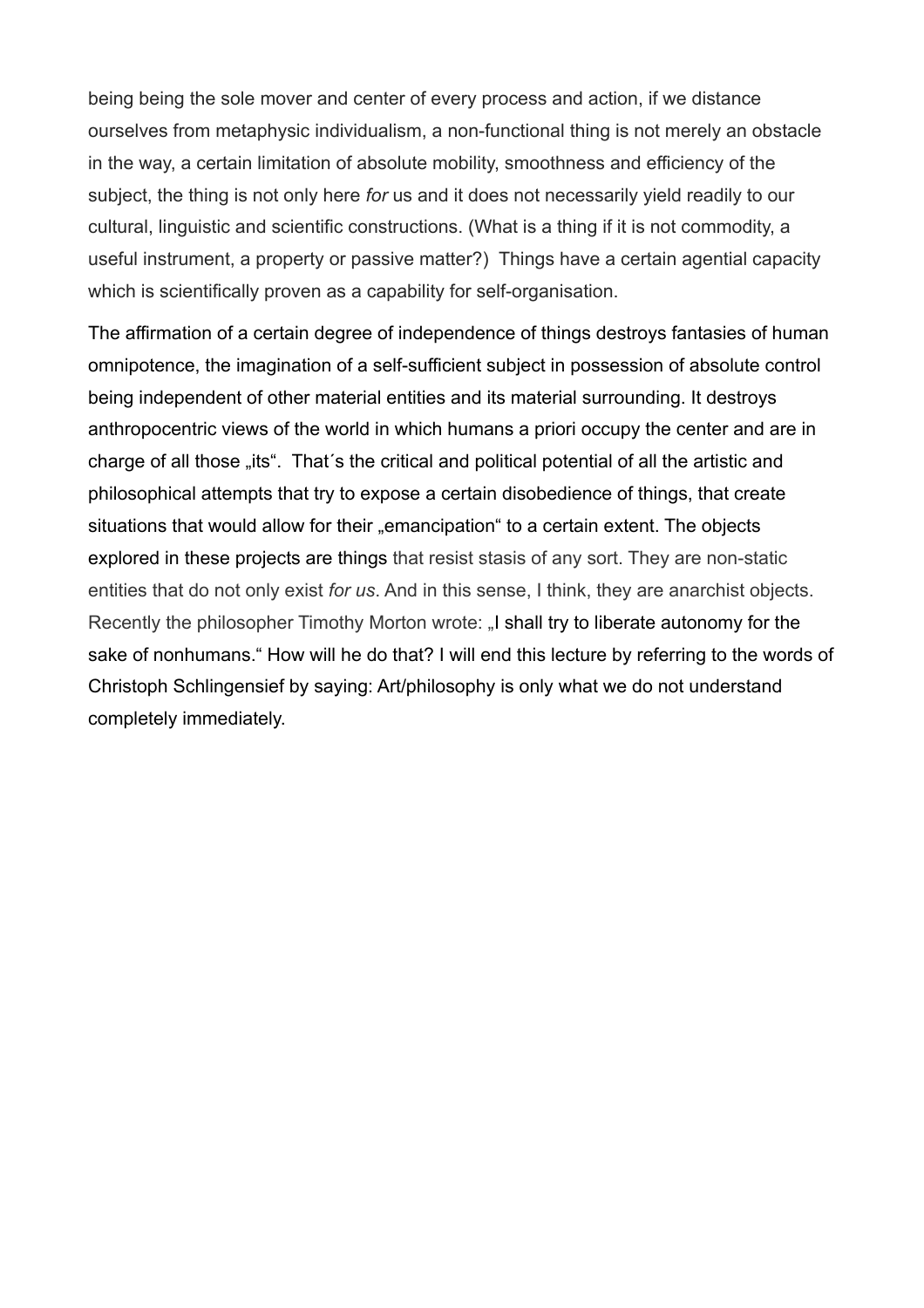being being the sole mover and center of every process and action, if we distance ourselves from metaphysic individualism, a non-functional thing is not merely an obstacle in the way, a certain limitation of absolute mobility, smoothness and efficiency of the subject, the thing is not only here *for* us and it does not necessarily yield readily to our cultural, linguistic and scientific constructions. (What is a thing if it is not commodity, a useful instrument, a property or passive matter?)  Things have a certain agential capacity which is scientifically proven as a capability for self-organisation.

The affirmation of a certain degree of independence of things destroys fantasies of human omnipotence, the imagination of a self-sufficient subject in possession of absolute control being independent of other material entities and its material surrounding. It destroys anthropocentric views of the world in which humans a priori occupy the center and are in charge of all those „its".  That´s the critical and political potential of all the artistic and philosophical attempts that try to expose a certain disobedience of things, that create situations that would allow for their „emancipation" to a certain extent. The objects explored in these projects are things that resist stasis of any sort. They are non-static entities that do not only exist *for us*. And in this sense, I think, they are anarchist objects. Recently the philosopher Timothy Morton wrote: „I shall try to liberate autonomy for the sake of nonhumans." How will he do that? I will end this lecture by referring to the words of Christoph Schlingensief by saying: Art/philosophy is only what we do not understand completely immediately.